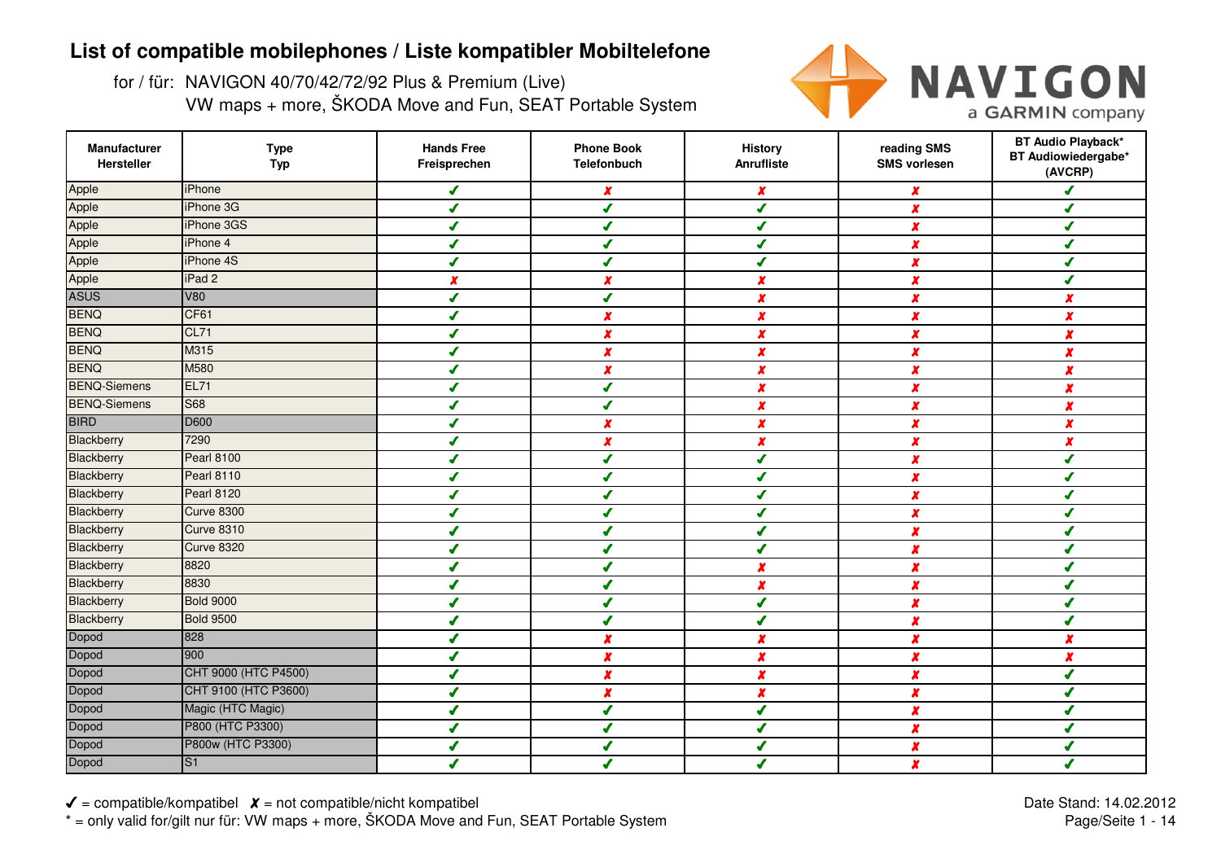# List of compatible mobilephones / Liste kompatibler Mobiltelefone

for / für: NAVIGON 40/70/42/72/92 Plus & Premium (Live)
VW maps + more, ŠKODA Move and Fun, SEAT Portable System

| Manufacturer Hersteller | Type Typ | Hands Free Freisprechen | Phone Book Telefonbuch | History Anrufliste | reading SMS SMS vorlesen | BT Audio Playback* BT Audiowiedergabe* (AVCRP) |
|---|---|---|---|---|---|---|
| Apple | iPhone | ✔ | ✘ | ✘ | ✘ | ✔ |
| Apple | iPhone 3G | ✔ | ✔ | ✔ | ✘ | ✔ |
| Apple | iPhone 3GS | ✔ | ✔ | ✔ | ✘ | ✔ |
| Apple | iPhone 4 | ✔ | ✔ | ✔ | ✘ | ✔ |
| Apple | iPhone 4S | ✔ | ✔ | ✔ | ✘ | ✔ |
| Apple | iPad 2 | ✘ | ✘ | ✘ | ✘ | ✔ |
| ASUS | V80 | ✔ | ✔ | ✘ | ✘ | ✘ |
| BENQ | CF61 | ✔ | ✘ | ✘ | ✘ | ✘ |
| BENQ | CL71 | ✔ | ✘ | ✘ | ✘ | ✘ |
| BENQ | M315 | ✔ | ✘ | ✘ | ✘ | ✘ |
| BENQ | M580 | ✔ | ✘ | ✘ | ✘ | ✘ |
| BENQ-Siemens | EL71 | ✔ | ✔ | ✘ | ✘ | ✘ |
| BENQ-Siemens | S68 | ✔ | ✔ | ✘ | ✘ | ✘ |
| BIRD | D600 | ✔ | ✘ | ✘ | ✘ | ✘ |
| Blackberry | 7290 | ✔ | ✘ | ✘ | ✘ | ✘ |
| Blackberry | Pearl 8100 | ✔ | ✔ | ✔ | ✘ | ✔ |
| Blackberry | Pearl 8110 | ✔ | ✔ | ✔ | ✘ | ✔ |
| Blackberry | Pearl 8120 | ✔ | ✔ | ✔ | ✘ | ✔ |
| Blackberry | Curve 8300 | ✔ | ✔ | ✔ | ✘ | ✔ |
| Blackberry | Curve 8310 | ✔ | ✔ | ✔ | ✘ | ✔ |
| Blackberry | Curve 8320 | ✔ | ✔ | ✔ | ✘ | ✔ |
| Blackberry | 8820 | ✔ | ✔ | ✘ | ✘ | ✔ |
| Blackberry | 8830 | ✔ | ✔ | ✘ | ✘ | ✔ |
| Blackberry | Bold 9000 | ✔ | ✔ | ✔ | ✘ | ✔ |
| Blackberry | Bold 9500 | ✔ | ✔ | ✔ | ✘ | ✔ |
| Dopod | 828 | ✔ | ✘ | ✘ | ✘ | ✘ |
| Dopod | 900 | ✔ | ✘ | ✘ | ✘ | ✘ |
| Dopod | CHT 9000 (HTC P4500) | ✔ | ✘ | ✘ | ✘ | ✔ |
| Dopod | CHT 9100 (HTC P3600) | ✔ | ✘ | ✘ | ✘ | ✔ |
| Dopod | Magic (HTC Magic) | ✔ | ✔ | ✔ | ✘ | ✔ |
| Dopod | P800 (HTC P3300) | ✔ | ✔ | ✔ | ✘ | ✔ |
| Dopod | P800w (HTC P3300) | ✔ | ✔ | ✔ | ✘ | ✔ |
| Dopod | S1 | ✔ | ✔ | ✔ | ✘ | ✔ |

✔ = compatible/kompatibel ✘ = not compatible/nicht kompatibel
* = only valid for/gilt nur für: VW maps + more, ŠKODA Move and Fun, SEAT Portable System

Date Stand: 14.02.2012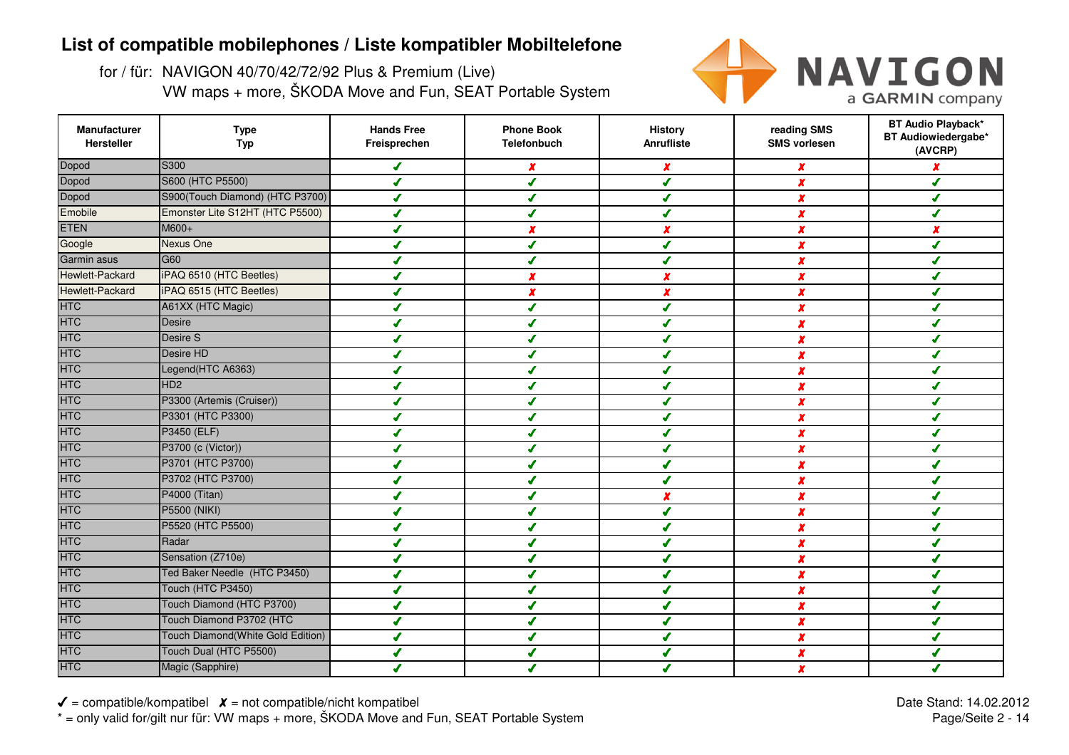# List of compatible mobilephones / Liste kompatibler Mobiltelefone

for / für: NAVIGON 40/70/42/72/92 Plus & Premium (Live)
VW maps + more, ŠKODA Move and Fun, SEAT Portable System

| Manufacturer Hersteller | Type Typ | Hands Free Freisprechen | Phone Book Telefonbuch | History Anrufliste | reading SMS SMS vorlesen | BT Audio Playback* BT Audiowiedergabe* (AVCRP) |
|---|---|---|---|---|---|---|
| Dopod | S300 | ✔ | ✘ | ✘ | ✘ | ✘ |
| Dopod | S600 (HTC P5500) | ✔ | ✔ | ✔ | ✘ | ✔ |
| Dopod | S900(Touch Diamond) (HTC P3700) | ✔ | ✔ | ✔ | ✘ | ✔ |
| Emobile | Emonster Lite S12HT (HTC P5500) | ✔ | ✔ | ✔ | ✘ | ✔ |
| ETEN | M600+ | ✔ | ✘ | ✘ | ✘ | ✘ |
| Google | Nexus One | ✔ | ✔ | ✔ | ✘ | ✔ |
| Garmin asus | G60 | ✔ | ✔ | ✔ | ✘ | ✔ |
| Hewlett-Packard | iPAQ 6510 (HTC Beetles) | ✔ | ✘ | ✘ | ✘ | ✔ |
| Hewlett-Packard | iPAQ 6515 (HTC Beetles) | ✔ | ✘ | ✘ | ✘ | ✔ |
| HTC | A61XX (HTC Magic) | ✔ | ✔ | ✔ | ✘ | ✔ |
| HTC | Desire | ✔ | ✔ | ✔ | ✘ | ✔ |
| HTC | Desire S | ✔ | ✔ | ✔ | ✘ | ✔ |
| HTC | Desire HD | ✔ | ✔ | ✔ | ✘ | ✔ |
| HTC | Legend(HTC A6363) | ✔ | ✔ | ✔ | ✘ | ✔ |
| HTC | HD2 | ✔ | ✔ | ✔ | ✘ | ✔ |
| HTC | P3300 (Artemis (Cruiser)) | ✔ | ✔ | ✔ | ✘ | ✔ |
| HTC | P3301 (HTC P3300) | ✔ | ✔ | ✔ | ✘ | ✔ |
| HTC | P3450 (ELF) | ✔ | ✔ | ✔ | ✘ | ✔ |
| HTC | P3700 (c (Victor)) | ✔ | ✔ | ✔ | ✘ | ✔ |
| HTC | P3701 (HTC P3700) | ✔ | ✔ | ✔ | ✘ | ✔ |
| HTC | P3702 (HTC P3700) | ✔ | ✔ | ✔ | ✘ | ✔ |
| HTC | P4000 (Titan) | ✔ | ✔ | ✘ | ✘ | ✔ |
| HTC | P5500 (NIKI) | ✔ | ✔ | ✔ | ✘ | ✔ |
| HTC | P5520 (HTC P5500) | ✔ | ✔ | ✔ | ✘ | ✔ |
| HTC | Radar | ✔ | ✔ | ✔ | ✘ | ✔ |
| HTC | Sensation (Z710e) | ✔ | ✔ | ✔ | ✘ | ✔ |
| HTC | Ted Baker Needle (HTC P3450) | ✔ | ✔ | ✔ | ✘ | ✔ |
| HTC | Touch (HTC P3450) | ✔ | ✔ | ✔ | ✘ | ✔ |
| HTC | Touch Diamond (HTC P3700) | ✔ | ✔ | ✔ | ✘ | ✔ |
| HTC | Touch Diamond P3702 (HTC | ✔ | ✔ | ✔ | ✘ | ✔ |
| HTC | Touch Diamond(White Gold Edition) | ✔ | ✔ | ✔ | ✘ | ✔ |
| HTC | Touch Dual (HTC P5500) | ✔ | ✔ | ✔ | ✘ | ✔ |
| HTC | Magic (Sapphire) | ✔ | ✔ | ✔ | ✘ | ✔ |

✔ = compatible/kompatibel ✘ = not compatible/nicht kompatibel

* = only valid for/gilt nur für: VW maps + more, ŠKODA Move and Fun, SEAT Portable System

Date Stand: 14.02.2012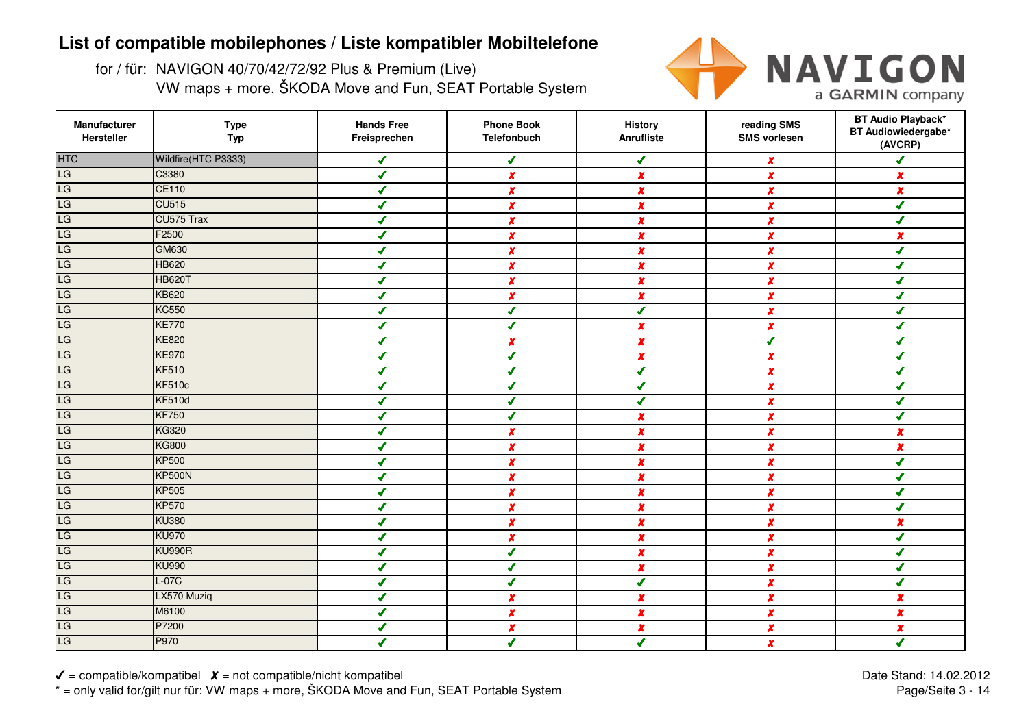# List of compatible mobilephones / Liste kompatibler Mobiltelefone

for / für: NAVIGON 40/70/42/72/92 Plus & Premium (Live)
VW maps + more, ŠKODA Move and Fun, SEAT Portable System

| Manufacturer Hersteller | Type Typ | Hands Free Freisprechen | Phone Book Telefonbuch | History Anrufliste | reading SMS SMS vorlesen | BT Audio Playback* BT Audiowiedergabe* (AVCRP) |
|---|---|---|---|---|---|---|
| HTC | Wildfire(HTC P3333) | ✓ | ✓ | ✓ | ✗ | ✓ |
| LG | C3380 | ✓ | ✗ | ✗ | ✗ | ✗ |
| LG | CE110 | ✓ | ✗ | ✗ | ✗ | ✗ |
| LG | CU515 | ✓ | ✗ | ✗ | ✗ | ✓ |
| LG | CU575 Trax | ✓ | ✗ | ✗ | ✗ | ✓ |
| LG | F2500 | ✓ | ✗ | ✗ | ✗ | ✗ |
| LG | GM630 | ✓ | ✗ | ✗ | ✗ | ✓ |
| LG | HB620 | ✓ | ✗ | ✗ | ✗ | ✓ |
| LG | HB620T | ✓ | ✗ | ✗ | ✗ | ✓ |
| LG | KB620 | ✓ | ✗ | ✗ | ✗ | ✓ |
| LG | KC550 | ✓ | ✓ | ✓ | ✗ | ✓ |
| LG | KE770 | ✓ | ✓ | ✗ | ✗ | ✓ |
| LG | KE820 | ✓ | ✗ | ✗ | ✓ | ✓ |
| LG | KE970 | ✓ | ✓ | ✗ | ✗ | ✓ |
| LG | KF510 | ✓ | ✓ | ✓ | ✗ | ✓ |
| LG | KF510c | ✓ | ✓ | ✓ | ✗ | ✓ |
| LG | KF510d | ✓ | ✓ | ✓ | ✗ | ✓ |
| LG | KF750 | ✓ | ✓ | ✗ | ✗ | ✓ |
| LG | KG320 | ✓ | ✗ | ✗ | ✗ | ✗ |
| LG | KG800 | ✓ | ✗ | ✗ | ✗ | ✗ |
| LG | KP500 | ✓ | ✗ | ✗ | ✗ | ✓ |
| LG | KP500N | ✓ | ✗ | ✗ | ✗ | ✓ |
| LG | KP505 | ✓ | ✗ | ✗ | ✗ | ✓ |
| LG | KP570 | ✓ | ✗ | ✗ | ✗ | ✓ |
| LG | KU380 | ✓ | ✗ | ✗ | ✗ | ✗ |
| LG | KU970 | ✓ | ✗ | ✗ | ✗ | ✓ |
| LG | KU990R | ✓ | ✓ | ✗ | ✗ | ✓ |
| LG | KU990 | ✓ | ✓ | ✗ | ✗ | ✓ |
| LG | L-07C | ✓ | ✓ | ✓ | ✗ | ✓ |
| LG | LX570 Muziq | ✓ | ✗ | ✗ | ✗ | ✗ |
| LG | M6100 | ✓ | ✗ | ✗ | ✗ | ✗ |
| LG | P7200 | ✓ | ✗ | ✗ | ✗ | ✗ |
| LG | P970 | ✓ | ✓ | ✓ | ✗ | ✓ |

✓ = compatible/kompatibel ✗ = not compatible/nicht kompatibel
* = only valid for/gilt nur für: VW maps + more, ŠKODA Move and Fun, SEAT Portable System

Date Stand: 14.02.2012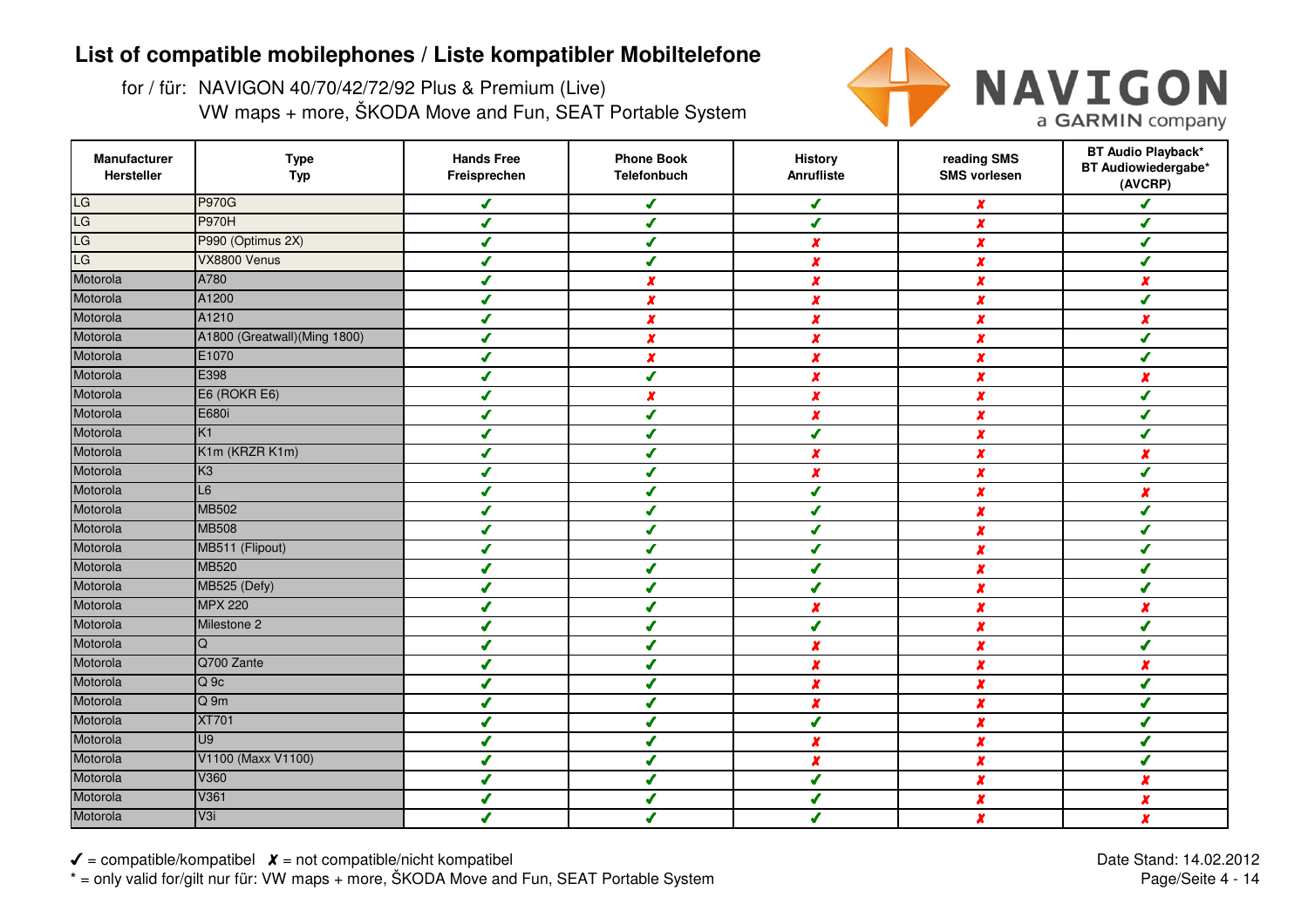# List of compatible mobilephones / Liste kompatibler Mobiltelefone

for / für: NAVIGON 40/70/42/72/92 Plus & Premium (Live)
VW maps + more, ŠKODA Move and Fun, SEAT Portable System

| Manufacturer Hersteller | Type Typ | Hands Free Freisprechen | Phone Book Telefonbuch | History Anrufliste | reading SMS SMS vorlesen | BT Audio Playback* BT Audiowiedergabe* (AVCRP) |
|---|---|---|---|---|---|---|
| LG | P970G | ✔ | ✔ | ✔ | ✘ | ✔ |
| LG | P970H | ✔ | ✔ | ✔ | ✘ | ✔ |
| LG | P990 (Optimus 2X) | ✔ | ✔ | ✘ | ✘ | ✔ |
| LG | VX8800 Venus | ✔ | ✔ | ✘ | ✘ | ✔ |
| Motorola | A780 | ✔ | ✘ | ✘ | ✘ | ✘ |
| Motorola | A1200 | ✔ | ✘ | ✘ | ✘ | ✔ |
| Motorola | A1210 | ✔ | ✘ | ✘ | ✘ | ✘ |
| Motorola | A1800 (Greatwall)(Ming 1800) | ✔ | ✘ | ✘ | ✘ | ✔ |
| Motorola | E1070 | ✔ | ✘ | ✘ | ✘ | ✔ |
| Motorola | E398 | ✔ | ✔ | ✘ | ✘ | ✘ |
| Motorola | E6 (ROKR E6) | ✔ | ✘ | ✘ | ✘ | ✔ |
| Motorola | E680i | ✔ | ✔ | ✘ | ✘ | ✔ |
| Motorola | K1 | ✔ | ✔ | ✔ | ✘ | ✔ |
| Motorola | K1m (KRZR K1m) | ✔ | ✔ | ✘ | ✘ | ✘ |
| Motorola | K3 | ✔ | ✔ | ✘ | ✘ | ✔ |
| Motorola | L6 | ✔ | ✔ | ✔ | ✘ | ✘ |
| Motorola | MB502 | ✔ | ✔ | ✔ | ✘ | ✔ |
| Motorola | MB508 | ✔ | ✔ | ✔ | ✘ | ✔ |
| Motorola | MB511 (Flipout) | ✔ | ✔ | ✔ | ✘ | ✔ |
| Motorola | MB520 | ✔ | ✔ | ✔ | ✘ | ✔ |
| Motorola | MB525 (Defy) | ✔ | ✔ | ✔ | ✘ | ✔ |
| Motorola | MPX 220 | ✔ | ✔ | ✘ | ✘ | ✘ |
| Motorola | Milestone 2 | ✔ | ✔ | ✔ | ✘ | ✔ |
| Motorola | Q | ✔ | ✔ | ✘ | ✘ | ✔ |
| Motorola | Q700 Zante | ✔ | ✔ | ✘ | ✘ | ✘ |
| Motorola | Q 9c | ✔ | ✔ | ✘ | ✘ | ✔ |
| Motorola | Q 9m | ✔ | ✔ | ✘ | ✘ | ✔ |
| Motorola | XT701 | ✔ | ✔ | ✔ | ✘ | ✔ |
| Motorola | U9 | ✔ | ✔ | ✘ | ✘ | ✔ |
| Motorola | V1100 (Maxx V1100) | ✔ | ✔ | ✘ | ✘ | ✔ |
| Motorola | V360 | ✔ | ✔ | ✔ | ✘ | ✘ |
| Motorola | V361 | ✔ | ✔ | ✔ | ✘ | ✘ |
| Motorola | V3i | ✔ | ✔ | ✔ | ✘ | ✘ |

✔ = compatible/kompatibel ✘ = not compatible/nicht kompatibel
* = only valid for/gilt nur für: VW maps + more, ŠKODA Move and Fun, SEAT Portable System

Date Stand: 14.02.2012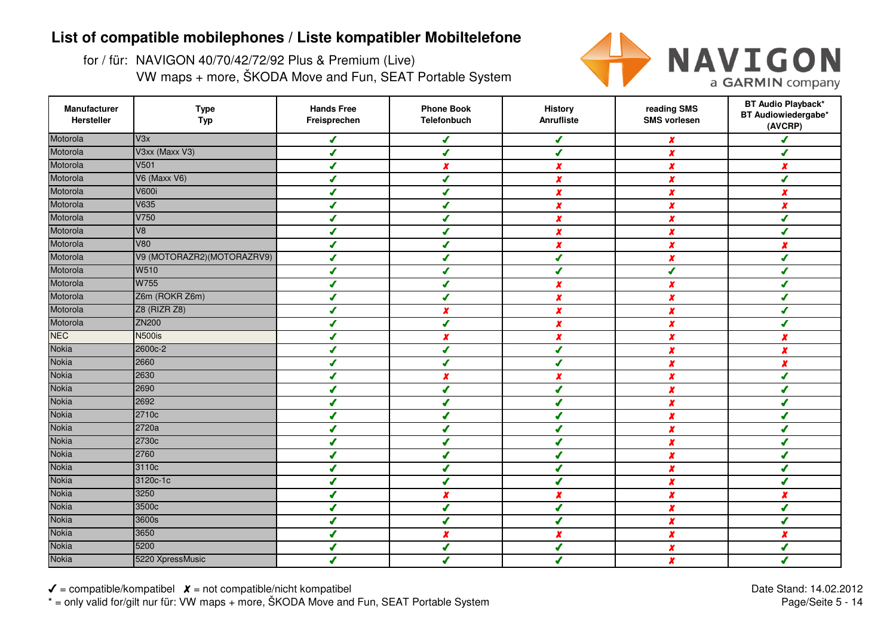# List of compatible mobilephones / Liste kompatibler Mobiltelefone

for / für: NAVIGON 40/70/42/72/92 Plus & Premium (Live)
VW maps + more, ŠKODA Move and Fun, SEAT Portable System

| Manufacturer Hersteller | Type Typ | Hands Free Freisprechen | Phone Book Telefonbuch | History Anrufliste | reading SMS SMS vorlesen | BT Audio Playback* BT Audiowiedergabe* (AVCRP) |
|---|---|---|---|---|---|---|
| Motorola | V3x | ✔ | ✔ | ✔ | ✘ | ✔ |
| Motorola | V3xx (Maxx V3) | ✔ | ✔ | ✔ | ✘ | ✔ |
| Motorola | V501 | ✔ | ✘ | ✘ | ✘ | ✘ |
| Motorola | V6 (Maxx V6) | ✔ | ✔ | ✘ | ✘ | ✔ |
| Motorola | V600i | ✔ | ✔ | ✘ | ✘ | ✘ |
| Motorola | V635 | ✔ | ✔ | ✘ | ✘ | ✘ |
| Motorola | V750 | ✔ | ✔ | ✘ | ✘ | ✔ |
| Motorola | V8 | ✔ | ✔ | ✘ | ✘ | ✔ |
| Motorola | V80 | ✔ | ✔ | ✘ | ✘ | ✘ |
| Motorola | V9 (MOTORAZR2)(MOTORAZRV9) | ✔ | ✔ | ✔ | ✘ | ✔ |
| Motorola | W510 | ✔ | ✔ | ✔ | ✔ | ✔ |
| Motorola | W755 | ✔ | ✔ | ✘ | ✘ | ✔ |
| Motorola | Z6m (ROKR Z6m) | ✔ | ✔ | ✘ | ✘ | ✔ |
| Motorola | Z8 (RIZR Z8) | ✔ | ✘ | ✘ | ✘ | ✔ |
| Motorola | ZN200 | ✔ | ✔ | ✘ | ✘ | ✔ |
| NEC | N500is | ✔ | ✘ | ✘ | ✘ | ✘ |
| Nokia | 2600c-2 | ✔ | ✔ | ✔ | ✘ | ✘ |
| Nokia | 2660 | ✔ | ✔ | ✔ | ✘ | ✘ |
| Nokia | 2630 | ✔ | ✘ | ✘ | ✘ | ✔ |
| Nokia | 2690 | ✔ | ✔ | ✔ | ✘ | ✔ |
| Nokia | 2692 | ✔ | ✔ | ✔ | ✘ | ✔ |
| Nokia | 2710c | ✔ | ✔ | ✔ | ✘ | ✔ |
| Nokia | 2720a | ✔ | ✔ | ✔ | ✘ | ✔ |
| Nokia | 2730c | ✔ | ✔ | ✔ | ✘ | ✔ |
| Nokia | 2760 | ✔ | ✔ | ✔ | ✘ | ✔ |
| Nokia | 3110c | ✔ | ✔ | ✔ | ✘ | ✔ |
| Nokia | 3120c-1c | ✔ | ✔ | ✔ | ✘ | ✔ |
| Nokia | 3250 | ✔ | ✘ | ✘ | ✘ | ✘ |
| Nokia | 3500c | ✔ | ✔ | ✔ | ✘ | ✔ |
| Nokia | 3600s | ✔ | ✔ | ✔ | ✘ | ✔ |
| Nokia | 3650 | ✔ | ✘ | ✘ | ✘ | ✘ |
| Nokia | 5200 | ✔ | ✔ | ✔ | ✘ | ✔ |
| Nokia | 5220 XpressMusic | ✔ | ✔ | ✔ | ✘ | ✔ |

✔ = compatible/kompatibel ✘ = not compatible/nicht kompatibel
* = only valid for/gilt nur für: VW maps + more, ŠKODA Move and Fun, SEAT Portable System

Date Stand: 14.02.2012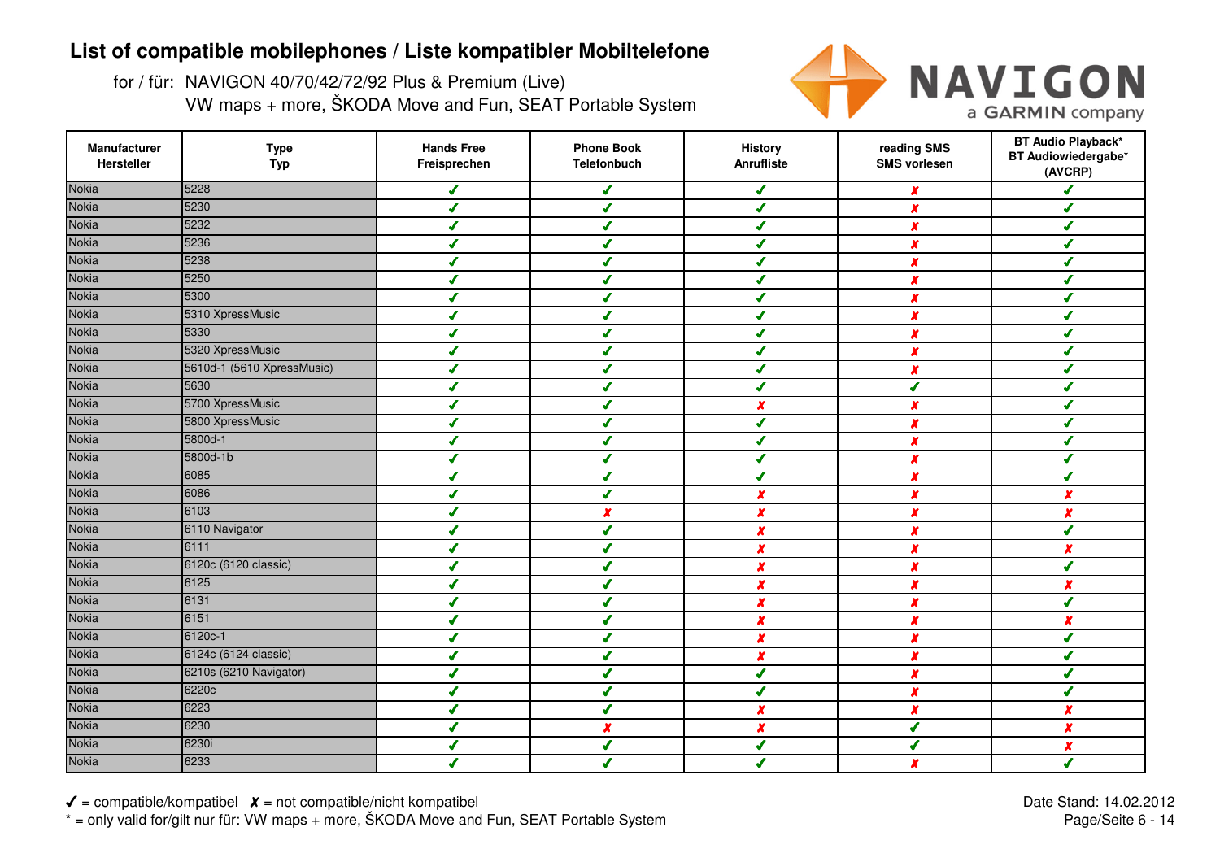# List of compatible mobilephones / Liste kompatibler Mobiltelefone

for / für: NAVIGON 40/70/42/72/92 Plus & Premium (Live)
VW maps + more, ŠKODA Move and Fun, SEAT Portable System

| Manufacturer Hersteller | Type Typ | Hands Free Freisprechen | Phone Book Telefonbuch | History Anrufliste | reading SMS SMS vorlesen | BT Audio Playback* BT Audiowiedergabe* (AVCRP) |
|---|---|---|---|---|---|---|
| Nokia | 5228 | ✔ | ✔ | ✔ | ✘ | ✔ |
| Nokia | 5230 | ✔ | ✔ | ✔ | ✘ | ✔ |
| Nokia | 5232 | ✔ | ✔ | ✔ | ✘ | ✔ |
| Nokia | 5236 | ✔ | ✔ | ✔ | ✘ | ✔ |
| Nokia | 5238 | ✔ | ✔ | ✔ | ✘ | ✔ |
| Nokia | 5250 | ✔ | ✔ | ✔ | ✘ | ✔ |
| Nokia | 5300 | ✔ | ✔ | ✔ | ✘ | ✔ |
| Nokia | 5310 XpressMusic | ✔ | ✔ | ✔ | ✘ | ✔ |
| Nokia | 5330 | ✔ | ✔ | ✔ | ✘ | ✔ |
| Nokia | 5320 XpressMusic | ✔ | ✔ | ✔ | ✘ | ✔ |
| Nokia | 5610d-1 (5610 XpressMusic) | ✔ | ✔ | ✔ | ✘ | ✔ |
| Nokia | 5630 | ✔ | ✔ | ✔ | ✔ | ✔ |
| Nokia | 5700 XpressMusic | ✔ | ✔ | ✘ | ✘ | ✔ |
| Nokia | 5800 XpressMusic | ✔ | ✔ | ✔ | ✘ | ✔ |
| Nokia | 5800d-1 | ✔ | ✔ | ✔ | ✘ | ✔ |
| Nokia | 5800d-1b | ✔ | ✔ | ✔ | ✘ | ✔ |
| Nokia | 6085 | ✔ | ✔ | ✔ | ✘ | ✔ |
| Nokia | 6086 | ✔ | ✔ | ✘ | ✘ | ✘ |
| Nokia | 6103 | ✔ | ✘ | ✘ | ✘ | ✘ |
| Nokia | 6110 Navigator | ✔ | ✔ | ✘ | ✘ | ✔ |
| Nokia | 6111 | ✔ | ✔ | ✘ | ✘ | ✘ |
| Nokia | 6120c (6120 classic) | ✔ | ✔ | ✘ | ✘ | ✔ |
| Nokia | 6125 | ✔ | ✔ | ✘ | ✘ | ✘ |
| Nokia | 6131 | ✔ | ✔ | ✘ | ✘ | ✔ |
| Nokia | 6151 | ✔ | ✔ | ✘ | ✘ | ✘ |
| Nokia | 6120c-1 | ✔ | ✔ | ✘ | ✘ | ✔ |
| Nokia | 6124c (6124 classic) | ✔ | ✔ | ✘ | ✘ | ✔ |
| Nokia | 6210s (6210 Navigator) | ✔ | ✔ | ✔ | ✘ | ✔ |
| Nokia | 6220c | ✔ | ✔ | ✔ | ✘ | ✔ |
| Nokia | 6223 | ✔ | ✔ | ✘ | ✘ | ✘ |
| Nokia | 6230 | ✔ | ✘ | ✘ | ✔ | ✘ |
| Nokia | 6230i | ✔ | ✔ | ✔ | ✔ | ✘ |
| Nokia | 6233 | ✔ | ✔ | ✔ | ✘ | ✔ |

✔ = compatible/kompatibel ✘ = not compatible/nicht kompatibel
* = only valid for/gilt nur für: VW maps + more, ŠKODA Move and Fun, SEAT Portable System

Date Stand: 14.02.2012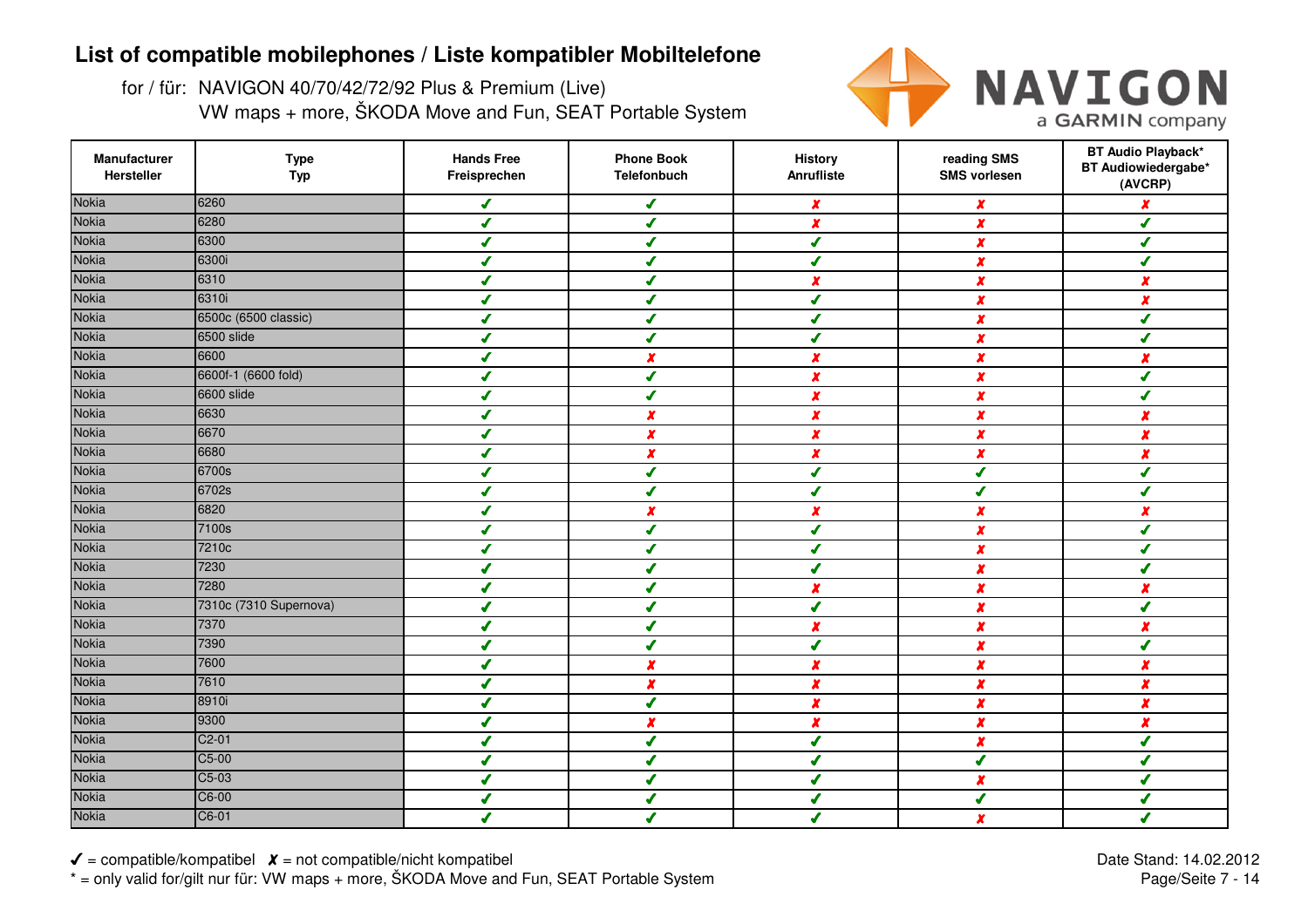# List of compatible mobilephones / Liste kompatibler Mobiltelefone

for / für: NAVIGON 40/70/42/72/92 Plus & Premium (Live)
VW maps + more, ŠKODA Move and Fun, SEAT Portable System

| Manufacturer Hersteller | Type Typ | Hands Free Freisprechen | Phone Book Telefonbuch | History Anrufliste | reading SMS SMS vorlesen | BT Audio Playback* BT Audiowiedergabe* (AVCRP) |
|---|---|---|---|---|---|---|
| Nokia | 6260 | ✓ | ✓ | ✗ | ✗ | ✗ |
| Nokia | 6280 | ✓ | ✓ | ✗ | ✗ | ✓ |
| Nokia | 6300 | ✓ | ✓ | ✓ | ✗ | ✓ |
| Nokia | 6300i | ✓ | ✓ | ✓ | ✗ | ✓ |
| Nokia | 6310 | ✓ | ✓ | ✗ | ✗ | ✗ |
| Nokia | 6310i | ✓ | ✓ | ✓ | ✗ | ✗ |
| Nokia | 6500c (6500 classic) | ✓ | ✓ | ✓ | ✗ | ✓ |
| Nokia | 6500 slide | ✓ | ✓ | ✓ | ✗ | ✓ |
| Nokia | 6600 | ✓ | ✗ | ✗ | ✗ | ✗ |
| Nokia | 6600f-1 (6600 fold) | ✓ | ✓ | ✗ | ✗ | ✓ |
| Nokia | 6600 slide | ✓ | ✓ | ✗ | ✗ | ✓ |
| Nokia | 6630 | ✓ | ✗ | ✗ | ✗ | ✗ |
| Nokia | 6670 | ✓ | ✗ | ✗ | ✗ | ✗ |
| Nokia | 6680 | ✓ | ✗ | ✗ | ✗ | ✗ |
| Nokia | 6700s | ✓ | ✓ | ✓ | ✓ | ✓ |
| Nokia | 6702s | ✓ | ✓ | ✓ | ✓ | ✓ |
| Nokia | 6820 | ✓ | ✗ | ✗ | ✗ | ✗ |
| Nokia | 7100s | ✓ | ✓ | ✓ | ✗ | ✓ |
| Nokia | 7210c | ✓ | ✓ | ✓ | ✗ | ✓ |
| Nokia | 7230 | ✓ | ✓ | ✓ | ✗ | ✓ |
| Nokia | 7280 | ✓ | ✓ | ✗ | ✗ | ✗ |
| Nokia | 7310c (7310 Supernova) | ✓ | ✓ | ✓ | ✗ | ✓ |
| Nokia | 7370 | ✓ | ✓ | ✗ | ✗ | ✗ |
| Nokia | 7390 | ✓ | ✓ | ✓ | ✗ | ✓ |
| Nokia | 7600 | ✓ | ✗ | ✗ | ✗ | ✗ |
| Nokia | 7610 | ✓ | ✗ | ✗ | ✗ | ✗ |
| Nokia | 8910i | ✓ | ✓ | ✗ | ✗ | ✗ |
| Nokia | 9300 | ✓ | ✗ | ✗ | ✗ | ✗ |
| Nokia | C2-01 | ✓ | ✓ | ✓ | ✗ | ✓ |
| Nokia | C5-00 | ✓ | ✓ | ✓ | ✓ | ✓ |
| Nokia | C5-03 | ✓ | ✓ | ✓ | ✗ | ✓ |
| Nokia | C6-00 | ✓ | ✓ | ✓ | ✓ | ✓ |
| Nokia | C6-01 | ✓ | ✓ | ✓ | ✗ | ✓ |

✓ = compatible/kompatibel ✗ = not compatible/nicht kompatibel

* = only valid for/gilt nur für: VW maps + more, ŠKODA Move and Fun, SEAT Portable System

Date Stand: 14.02.2012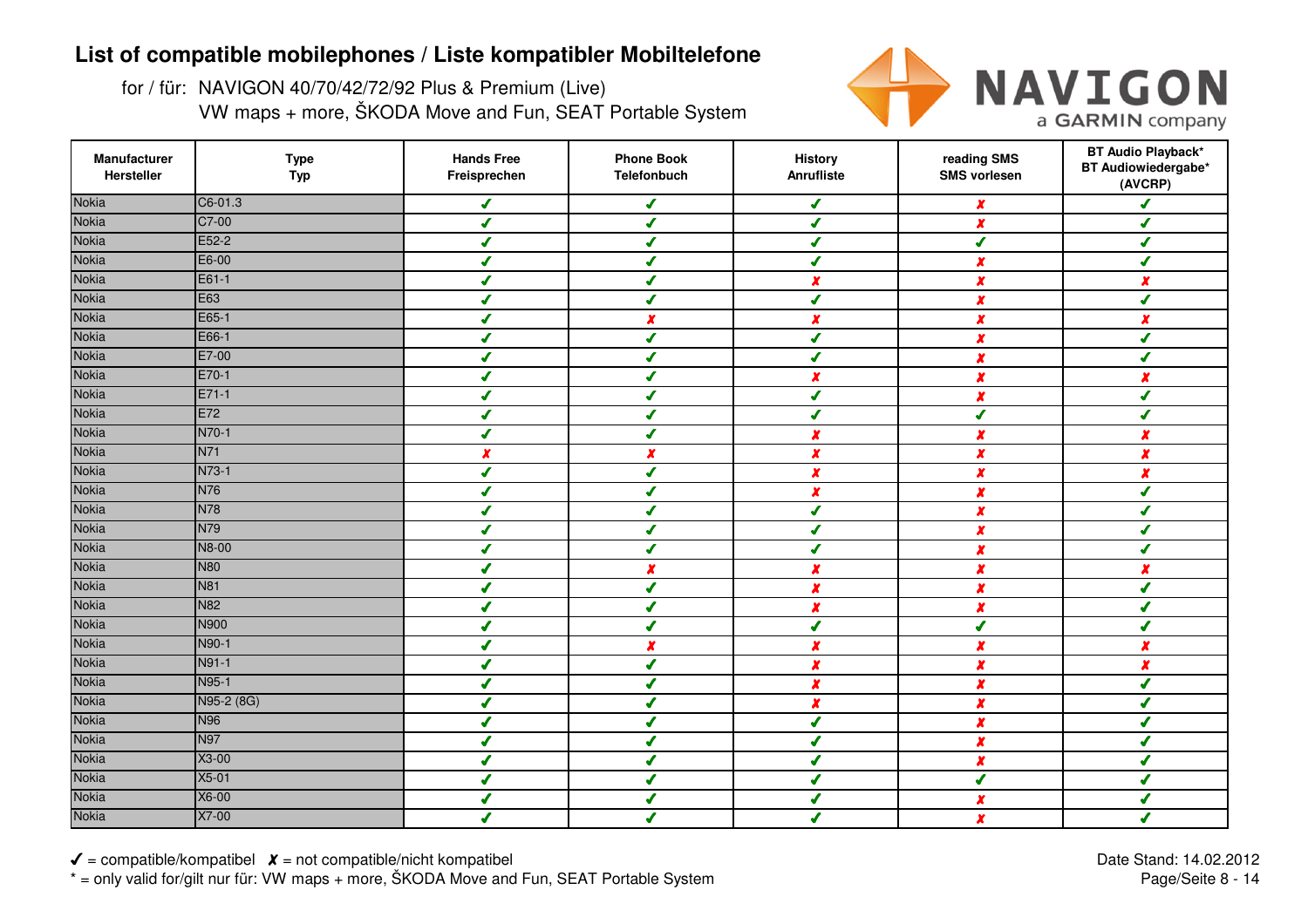# List of compatible mobilephones / Liste kompatibler Mobiltelefone

for / für: NAVIGON 40/70/42/72/92 Plus & Premium (Live)
VW maps + more, ŠKODA Move and Fun, SEAT Portable System

| Manufacturer Hersteller | Type Typ | Hands Free Freisprechen | Phone Book Telefonbuch | History Anrufliste | reading SMS SMS vorlesen | BT Audio Playback* BT Audiowiedergabe* (AVCRP) |
|---|---|---|---|---|---|---|
| Nokia | C6-01.3 | ✔ | ✔ | ✔ | ✘ | ✔ |
| Nokia | C7-00 | ✔ | ✔ | ✔ | ✘ | ✔ |
| Nokia | E52-2 | ✔ | ✔ | ✔ | ✔ | ✔ |
| Nokia | E6-00 | ✔ | ✔ | ✔ | ✘ | ✔ |
| Nokia | E61-1 | ✔ | ✔ | ✘ | ✘ | ✘ |
| Nokia | E63 | ✔ | ✔ | ✔ | ✘ | ✔ |
| Nokia | E65-1 | ✔ | ✘ | ✘ | ✘ | ✘ |
| Nokia | E66-1 | ✔ | ✔ | ✔ | ✘ | ✔ |
| Nokia | E7-00 | ✔ | ✔ | ✔ | ✘ | ✔ |
| Nokia | E70-1 | ✔ | ✔ | ✘ | ✘ | ✘ |
| Nokia | E71-1 | ✔ | ✔ | ✔ | ✘ | ✔ |
| Nokia | E72 | ✔ | ✔ | ✔ | ✔ | ✔ |
| Nokia | N70-1 | ✔ | ✔ | ✘ | ✘ | ✘ |
| Nokia | N71 | ✘ | ✘ | ✘ | ✘ | ✘ |
| Nokia | N73-1 | ✔ | ✔ | ✘ | ✘ | ✘ |
| Nokia | N76 | ✔ | ✔ | ✘ | ✘ | ✔ |
| Nokia | N78 | ✔ | ✔ | ✔ | ✘ | ✔ |
| Nokia | N79 | ✔ | ✔ | ✔ | ✘ | ✔ |
| Nokia | N8-00 | ✔ | ✔ | ✔ | ✘ | ✔ |
| Nokia | N80 | ✔ | ✘ | ✘ | ✘ | ✘ |
| Nokia | N81 | ✔ | ✔ | ✘ | ✘ | ✔ |
| Nokia | N82 | ✔ | ✔ | ✘ | ✘ | ✔ |
| Nokia | N900 | ✔ | ✔ | ✔ | ✔ | ✔ |
| Nokia | N90-1 | ✔ | ✘ | ✘ | ✘ | ✘ |
| Nokia | N91-1 | ✔ | ✔ | ✘ | ✘ | ✘ |
| Nokia | N95-1 | ✔ | ✔ | ✘ | ✘ | ✔ |
| Nokia | N95-2 (8G) | ✔ | ✔ | ✘ | ✘ | ✔ |
| Nokia | N96 | ✔ | ✔ | ✔ | ✘ | ✔ |
| Nokia | N97 | ✔ | ✔ | ✔ | ✘ | ✔ |
| Nokia | X3-00 | ✔ | ✔ | ✔ | ✘ | ✔ |
| Nokia | X5-01 | ✔ | ✔ | ✔ | ✔ | ✔ |
| Nokia | X6-00 | ✔ | ✔ | ✔ | ✘ | ✔ |
| Nokia | X7-00 | ✔ | ✔ | ✔ | ✘ | ✔ |

✔ = compatible/kompatibel ✘ = not compatible/nicht kompatibel

* = only valid for/gilt nur für: VW maps + more, ŠKODA Move and Fun, SEAT Portable System

Date Stand: 14.02.2012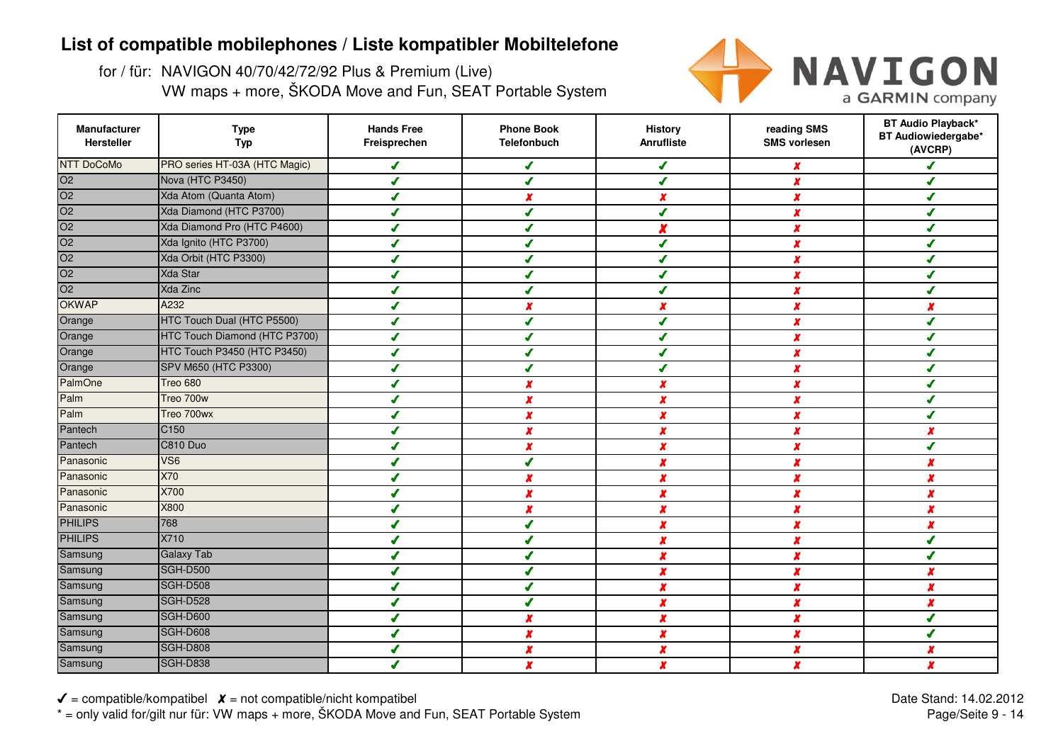# List of compatible mobilephones / Liste kompatibler Mobiltelefone

for / für: NAVIGON 40/70/42/72/92 Plus & Premium (Live)
VW maps + more, ŠKODA Move and Fun, SEAT Portable System

| Manufacturer Hersteller | Type Typ | Hands Free Freisprechen | Phone Book Telefonbuch | History Anrufliste | reading SMS SMS vorlesen | BT Audio Playback* BT Audiowiedergabe* (AVCRP) |
|---|---|---|---|---|---|---|
| NTT DoCoMo | PRO series HT-03A (HTC Magic) | ✔ | ✔ | ✔ | ✘ | ✔ |
| O2 | Nova (HTC P3450) | ✔ | ✔ | ✔ | ✘ | ✔ |
| O2 | Xda Atom (Quanta Atom) | ✔ | ✘ | ✘ | ✘ | ✔ |
| O2 | Xda Diamond (HTC P3700) | ✔ | ✔ | ✔ | ✘ | ✔ |
| O2 | Xda Diamond Pro (HTC P4600) | ✔ | ✔ | ✘ | ✘ | ✔ |
| O2 | Xda Ignito (HTC P3700) | ✔ | ✔ | ✔ | ✘ | ✔ |
| O2 | Xda Orbit (HTC P3300) | ✔ | ✔ | ✔ | ✘ | ✔ |
| O2 | Xda Star | ✔ | ✔ | ✔ | ✘ | ✔ |
| O2 | Xda Zinc | ✔ | ✔ | ✔ | ✘ | ✔ |
| OKWAP | A232 | ✔ | ✘ | ✘ | ✘ | ✘ |
| Orange | HTC Touch Dual (HTC P5500) | ✔ | ✔ | ✔ | ✘ | ✔ |
| Orange | HTC Touch Diamond (HTC P3700) | ✔ | ✔ | ✔ | ✘ | ✔ |
| Orange | HTC Touch P3450 (HTC P3450) | ✔ | ✔ | ✔ | ✘ | ✔ |
| Orange | SPV M650 (HTC P3300) | ✔ | ✔ | ✔ | ✘ | ✔ |
| PalmOne | Treo 680 | ✔ | ✘ | ✘ | ✘ | ✔ |
| Palm | Treo 700w | ✔ | ✘ | ✘ | ✘ | ✔ |
| Palm | Treo 700wx | ✔ | ✘ | ✘ | ✘ | ✔ |
| Pantech | C150 | ✔ | ✘ | ✘ | ✘ | ✘ |
| Pantech | C810 Duo | ✔ | ✘ | ✘ | ✘ | ✔ |
| Panasonic | VS6 | ✔ | ✔ | ✘ | ✘ | ✘ |
| Panasonic | X70 | ✔ | ✘ | ✘ | ✘ | ✘ |
| Panasonic | X700 | ✔ | ✘ | ✘ | ✘ | ✘ |
| Panasonic | X800 | ✔ | ✘ | ✘ | ✘ | ✘ |
| PHILIPS | 768 | ✔ | ✔ | ✘ | ✘ | ✘ |
| PHILIPS | X710 | ✔ | ✔ | ✘ | ✘ | ✔ |
| Samsung | Galaxy Tab | ✔ | ✔ | ✘ | ✘ | ✔ |
| Samsung | SGH-D500 | ✔ | ✔ | ✘ | ✘ | ✘ |
| Samsung | SGH-D508 | ✔ | ✔ | ✘ | ✘ | ✘ |
| Samsung | SGH-D528 | ✔ | ✔ | ✘ | ✘ | ✘ |
| Samsung | SGH-D600 | ✔ | ✘ | ✘ | ✘ | ✔ |
| Samsung | SGH-D608 | ✔ | ✘ | ✘ | ✘ | ✔ |
| Samsung | SGH-D808 | ✔ | ✘ | ✘ | ✘ | ✘ |
| Samsung | SGH-D838 | ✔ | ✘ | ✘ | ✘ | ✘ |

✔ = compatible/kompatibel ✘ = not compatible/nicht kompatibel
* = only valid for/gilt nur für: VW maps + more, ŠKODA Move and Fun, SEAT Portable System

Date Stand: 14.02.2012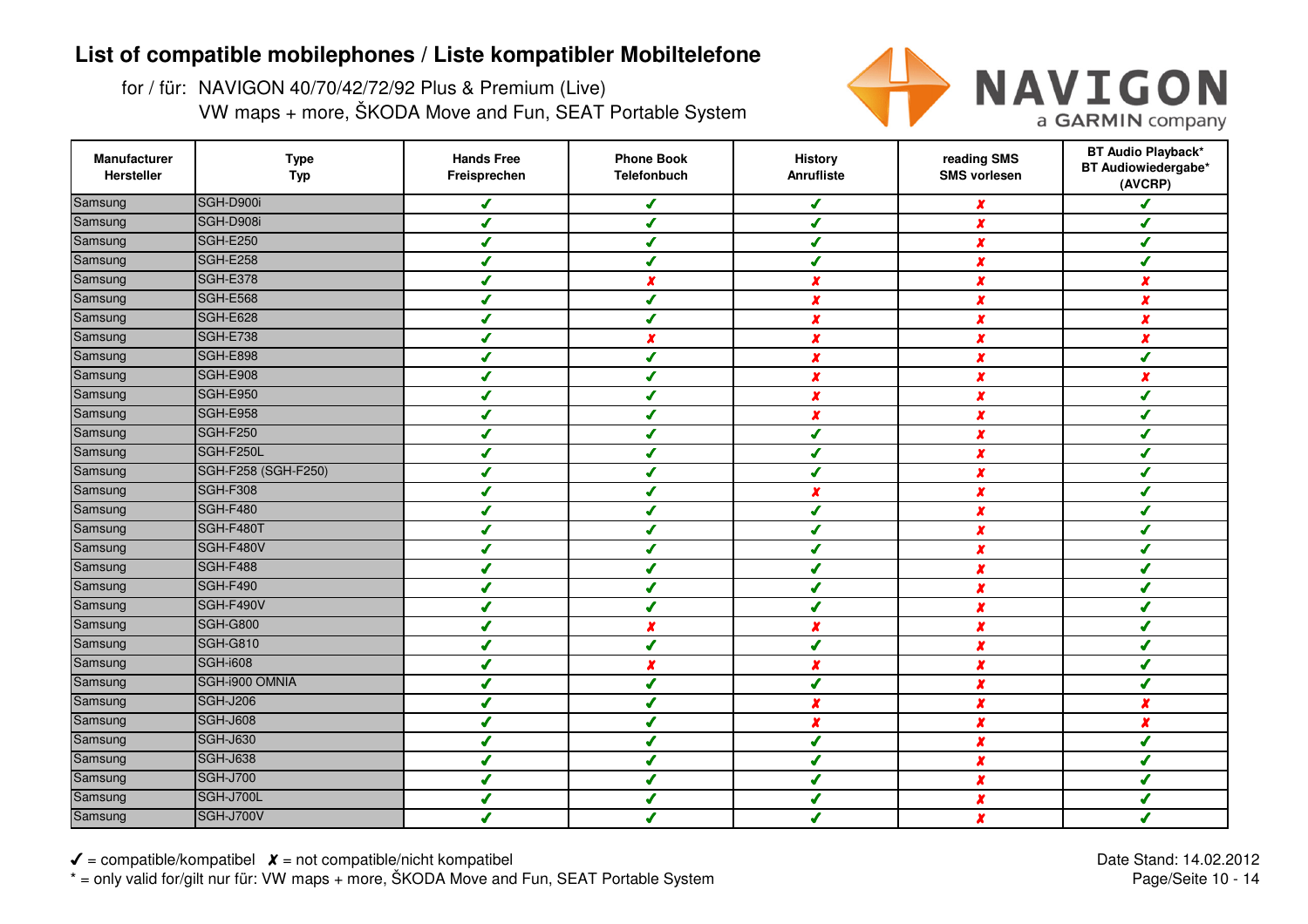# List of compatible mobilephones / Liste kompatibler Mobiltelefone

for / für: NAVIGON 40/70/42/72/92 Plus & Premium (Live)
VW maps + more, ŠKODA Move and Fun, SEAT Portable System

| Manufacturer Hersteller | Type Typ | Hands Free Freisprechen | Phone Book Telefonbuch | History Anrufliste | reading SMS SMS vorlesen | BT Audio Playback* BT Audiowiedergabe* (AVCRP) |
|---|---|---|---|---|---|---|
| Samsung | SGH-D900i | ✔ | ✔ | ✔ | ✘ | ✔ |
| Samsung | SGH-D908i | ✔ | ✔ | ✔ | ✘ | ✔ |
| Samsung | SGH-E250 | ✔ | ✔ | ✔ | ✘ | ✔ |
| Samsung | SGH-E258 | ✔ | ✔ | ✔ | ✘ | ✔ |
| Samsung | SGH-E378 | ✔ | ✘ | ✘ | ✘ | ✘ |
| Samsung | SGH-E568 | ✔ | ✔ | ✘ | ✘ | ✘ |
| Samsung | SGH-E628 | ✔ | ✔ | ✘ | ✘ | ✘ |
| Samsung | SGH-E738 | ✔ | ✘ | ✘ | ✘ | ✘ |
| Samsung | SGH-E898 | ✔ | ✔ | ✘ | ✘ | ✔ |
| Samsung | SGH-E908 | ✔ | ✔ | ✘ | ✘ | ✘ |
| Samsung | SGH-E950 | ✔ | ✔ | ✘ | ✘ | ✔ |
| Samsung | SGH-E958 | ✔ | ✔ | ✘ | ✘ | ✔ |
| Samsung | SGH-F250 | ✔ | ✔ | ✔ | ✘ | ✔ |
| Samsung | SGH-F250L | ✔ | ✔ | ✔ | ✘ | ✔ |
| Samsung | SGH-F258 (SGH-F250) | ✔ | ✔ | ✔ | ✘ | ✔ |
| Samsung | SGH-F308 | ✔ | ✔ | ✘ | ✘ | ✔ |
| Samsung | SGH-F480 | ✔ | ✔ | ✔ | ✘ | ✔ |
| Samsung | SGH-F480T | ✔ | ✔ | ✔ | ✘ | ✔ |
| Samsung | SGH-F480V | ✔ | ✔ | ✔ | ✘ | ✔ |
| Samsung | SGH-F488 | ✔ | ✔ | ✔ | ✘ | ✔ |
| Samsung | SGH-F490 | ✔ | ✔ | ✔ | ✘ | ✔ |
| Samsung | SGH-F490V | ✔ | ✔ | ✔ | ✘ | ✔ |
| Samsung | SGH-G800 | ✔ | ✘ | ✘ | ✘ | ✔ |
| Samsung | SGH-G810 | ✔ | ✔ | ✔ | ✘ | ✔ |
| Samsung | SGH-i608 | ✔ | ✘ | ✘ | ✘ | ✔ |
| Samsung | SGH-i900 OMNIA | ✔ | ✔ | ✔ | ✘ | ✔ |
| Samsung | SGH-J206 | ✔ | ✔ | ✘ | ✘ | ✘ |
| Samsung | SGH-J608 | ✔ | ✔ | ✘ | ✘ | ✘ |
| Samsung | SGH-J630 | ✔ | ✔ | ✔ | ✘ | ✔ |
| Samsung | SGH-J638 | ✔ | ✔ | ✔ | ✘ | ✔ |
| Samsung | SGH-J700 | ✔ | ✔ | ✔ | ✘ | ✔ |
| Samsung | SGH-J700L | ✔ | ✔ | ✔ | ✘ | ✔ |
| Samsung | SGH-J700V | ✔ | ✔ | ✔ | ✘ | ✔ |

✔ = compatible/kompatibel ✘ = not compatible/nicht kompatibel
* = only valid for/gilt nur für: VW maps + more, ŠKODA Move and Fun, SEAT Portable System

Date Stand: 14.02.2012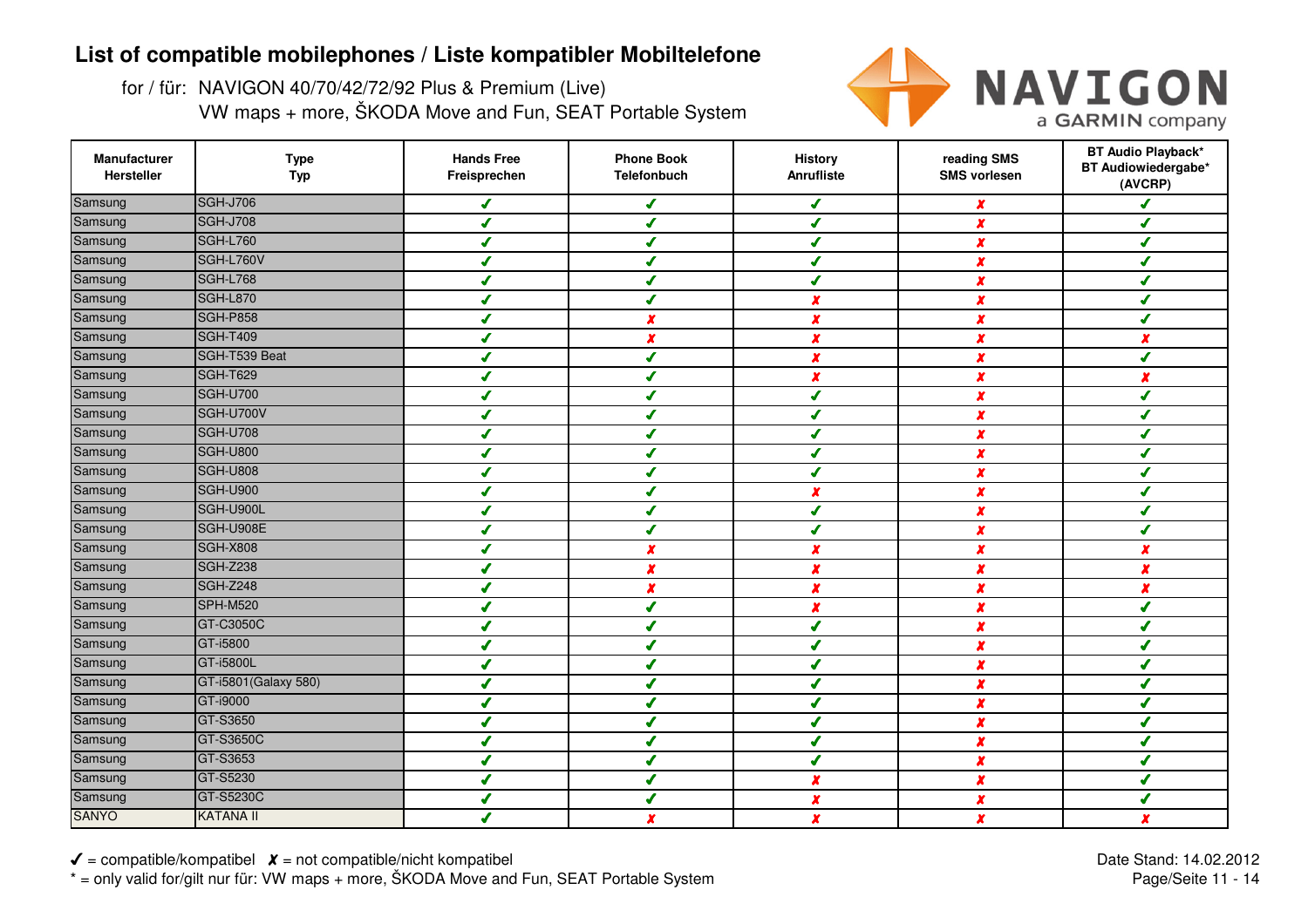# List of compatible mobilephones / Liste kompatibler Mobiltelefone

for / für: NAVIGON 40/70/42/72/92 Plus & Premium (Live)
VW maps + more, ŠKODA Move and Fun, SEAT Portable System

| Manufacturer Hersteller | Type Typ | Hands Free Freisprechen | Phone Book Telefonbuch | History Anrufliste | reading SMS SMS vorlesen | BT Audio Playback* BT Audiowiedergabe* (AVCRP) |
|---|---|---|---|---|---|---|
| Samsung | SGH-J706 | ✔ | ✔ | ✔ | ✘ | ✔ |
| Samsung | SGH-J708 | ✔ | ✔ | ✔ | ✘ | ✔ |
| Samsung | SGH-L760 | ✔ | ✔ | ✔ | ✘ | ✔ |
| Samsung | SGH-L760V | ✔ | ✔ | ✔ | ✘ | ✔ |
| Samsung | SGH-L768 | ✔ | ✔ | ✔ | ✘ | ✔ |
| Samsung | SGH-L870 | ✔ | ✔ | ✘ | ✘ | ✔ |
| Samsung | SGH-P858 | ✔ | ✘ | ✘ | ✘ | ✔ |
| Samsung | SGH-T409 | ✔ | ✘ | ✘ | ✘ | ✘ |
| Samsung | SGH-T539 Beat | ✔ | ✔ | ✘ | ✘ | ✔ |
| Samsung | SGH-T629 | ✔ | ✔ | ✘ | ✘ | ✘ |
| Samsung | SGH-U700 | ✔ | ✔ | ✔ | ✘ | ✔ |
| Samsung | SGH-U700V | ✔ | ✔ | ✔ | ✘ | ✔ |
| Samsung | SGH-U708 | ✔ | ✔ | ✔ | ✘ | ✔ |
| Samsung | SGH-U800 | ✔ | ✔ | ✔ | ✘ | ✔ |
| Samsung | SGH-U808 | ✔ | ✔ | ✔ | ✘ | ✔ |
| Samsung | SGH-U900 | ✔ | ✔ | ✘ | ✘ | ✔ |
| Samsung | SGH-U900L | ✔ | ✔ | ✔ | ✘ | ✔ |
| Samsung | SGH-U908E | ✔ | ✔ | ✔ | ✘ | ✔ |
| Samsung | SGH-X808 | ✔ | ✘ | ✘ | ✘ | ✘ |
| Samsung | SGH-Z238 | ✔ | ✘ | ✘ | ✘ | ✘ |
| Samsung | SGH-Z248 | ✔ | ✘ | ✘ | ✘ | ✘ |
| Samsung | SPH-M520 | ✔ | ✔ | ✘ | ✘ | ✔ |
| Samsung | GT-C3050C | ✔ | ✔ | ✔ | ✘ | ✔ |
| Samsung | GT-i5800 | ✔ | ✔ | ✔ | ✘ | ✔ |
| Samsung | GT-i5800L | ✔ | ✔ | ✔ | ✘ | ✔ |
| Samsung | GT-i5801(Galaxy 580) | ✔ | ✔ | ✔ | ✘ | ✔ |
| Samsung | GT-i9000 | ✔ | ✔ | ✔ | ✘ | ✔ |
| Samsung | GT-S3650 | ✔ | ✔ | ✔ | ✘ | ✔ |
| Samsung | GT-S3650C | ✔ | ✔ | ✔ | ✘ | ✔ |
| Samsung | GT-S3653 | ✔ | ✔ | ✔ | ✘ | ✔ |
| Samsung | GT-S5230 | ✔ | ✔ | ✘ | ✘ | ✔ |
| Samsung | GT-S5230C | ✔ | ✔ | ✘ | ✘ | ✔ |
| SANYO | KATANA II | ✔ | ✘ | ✘ | ✘ | ✘ |

✔ = compatible/kompatibel ✘ = not compatible/nicht kompatibel
* = only valid for/gilt nur für: VW maps + more, ŠKODA Move and Fun, SEAT Portable System

Date Stand: 14.02.2012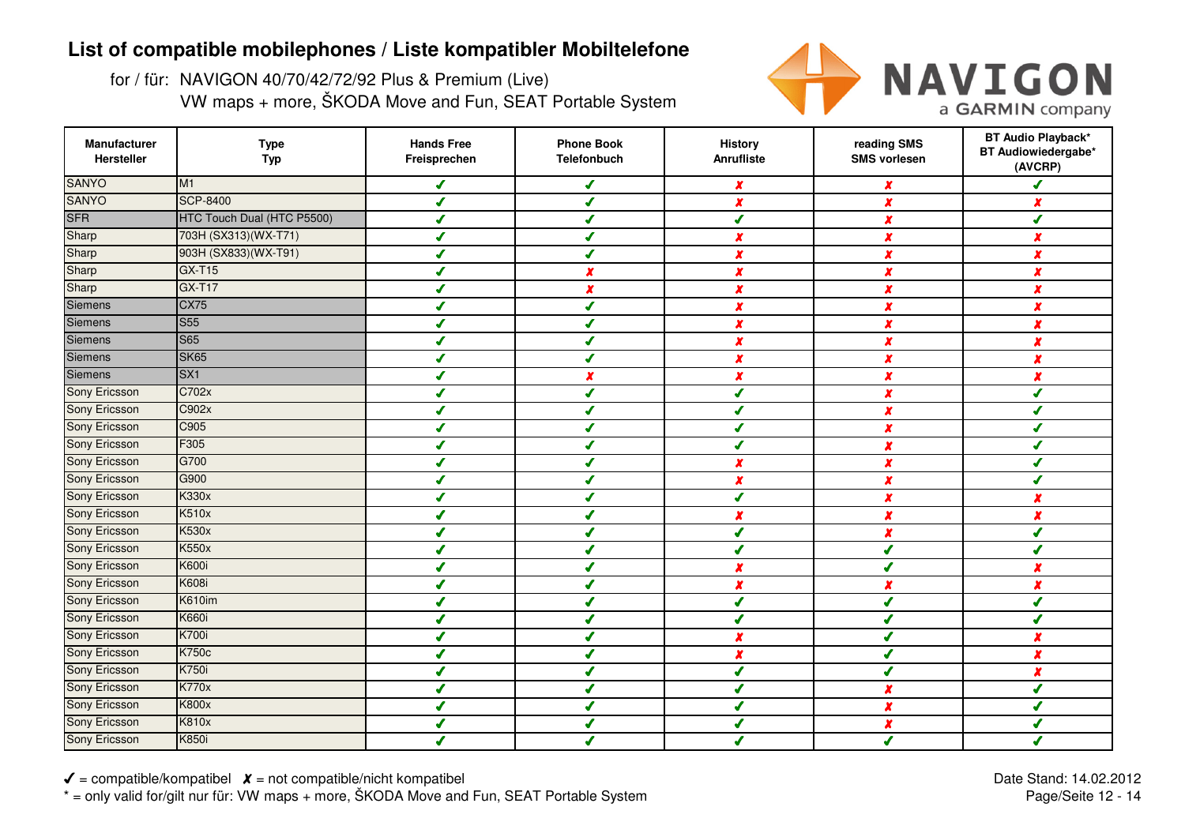# List of compatible mobilephones / Liste kompatibler Mobiltelefone

for / für: NAVIGON 40/70/42/72/92 Plus & Premium (Live)
VW maps + more, ŠKODA Move and Fun, SEAT Portable System

NAVIGON a GARMIN company

| Manufacturer Hersteller | Type Typ | Hands Free Freisprechen | Phone Book Telefonbuch | History Anrufliste | reading SMS SMS vorlesen | BT Audio Playback* BT Audiowiedergabe* (AVCRP) |
|---|---|---|---|---|---|---|
| SANYO | M1 | ✓ | ✓ | ✗ | ✗ | ✓ |
| SANYO | SCP-8400 | ✓ | ✓ | ✗ | ✗ | ✗ |
| SFR | HTC Touch Dual (HTC P5500) | ✓ | ✓ | ✓ | ✗ | ✓ |
| Sharp | 703H (SX313)(WX-T71) | ✓ | ✓ | ✗ | ✗ | ✗ |
| Sharp | 903H (SX833)(WX-T91) | ✓ | ✓ | ✗ | ✗ | ✗ |
| Sharp | GX-T15 | ✓ | ✗ | ✗ | ✗ | ✗ |
| Sharp | GX-T17 | ✓ | ✗ | ✗ | ✗ | ✗ |
| Siemens | CX75 | ✓ | ✓ | ✗ | ✗ | ✗ |
| Siemens | S55 | ✓ | ✓ | ✗ | ✗ | ✗ |
| Siemens | S65 | ✓ | ✓ | ✗ | ✗ | ✗ |
| Siemens | SK65 | ✓ | ✓ | ✗ | ✗ | ✗ |
| Siemens | SX1 | ✓ | ✗ | ✗ | ✗ | ✗ |
| Sony Ericsson | C702x | ✓ | ✓ | ✓ | ✗ | ✓ |
| Sony Ericsson | C902x | ✓ | ✓ | ✓ | ✗ | ✓ |
| Sony Ericsson | C905 | ✓ | ✓ | ✓ | ✗ | ✓ |
| Sony Ericsson | F305 | ✓ | ✓ | ✓ | ✗ | ✓ |
| Sony Ericsson | G700 | ✓ | ✓ | ✗ | ✗ | ✓ |
| Sony Ericsson | G900 | ✓ | ✓ | ✗ | ✗ | ✓ |
| Sony Ericsson | K330x | ✓ | ✓ | ✓ | ✗ | ✗ |
| Sony Ericsson | K510x | ✓ | ✓ | ✗ | ✗ | ✗ |
| Sony Ericsson | K530x | ✓ | ✓ | ✓ | ✗ | ✓ |
| Sony Ericsson | K550x | ✓ | ✓ | ✓ | ✓ | ✓ |
| Sony Ericsson | K600i | ✓ | ✓ | ✗ | ✓ | ✗ |
| Sony Ericsson | K608i | ✓ | ✓ | ✗ | ✗ | ✗ |
| Sony Ericsson | K610im | ✓ | ✓ | ✓ | ✓ | ✓ |
| Sony Ericsson | K660i | ✓ | ✓ | ✓ | ✓ | ✓ |
| Sony Ericsson | K700i | ✓ | ✓ | ✗ | ✓ | ✗ |
| Sony Ericsson | K750c | ✓ | ✓ | ✗ | ✓ | ✗ |
| Sony Ericsson | K750i | ✓ | ✓ | ✓ | ✓ | ✗ |
| Sony Ericsson | K770x | ✓ | ✓ | ✓ | ✗ | ✓ |
| Sony Ericsson | K800x | ✓ | ✓ | ✓ | ✗ | ✓ |
| Sony Ericsson | K810x | ✓ | ✓ | ✓ | ✗ | ✓ |
| Sony Ericsson | K850i | ✓ | ✓ | ✓ | ✓ | ✓ |

✓ = compatible/kompatibel ✗ = not compatible/nicht kompatibel
* = only valid for/gilt nur für: VW maps + more, ŠKODA Move and Fun, SEAT Portable System

Date Stand: 14.02.2012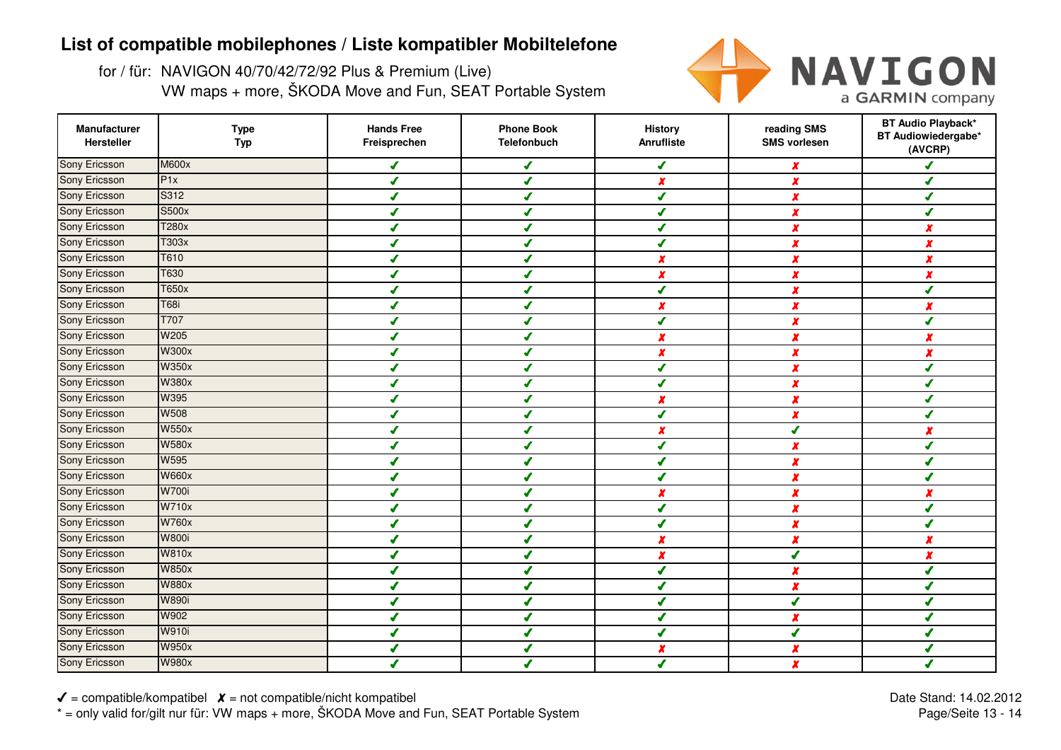# List of compatible mobilephones / Liste kompatibler Mobiltelefone

for / für: NAVIGON 40/70/42/72/92 Plus & Premium (Live)
VW maps + more, ŠKODA Move and Fun, SEAT Portable System

| Manufacturer Hersteller | Type Typ | Hands Free Freisprechen | Phone Book Telefonbuch | History Anrufliste | reading SMS SMS vorlesen | BT Audio Playback* BT Audiowiedergabe* (AVCRP) |
|---|---|---|---|---|---|---|
| Sony Ericsson | M600x | ✓ | ✓ | ✓ | ✗ | ✓ |
| Sony Ericsson | P1x | ✓ | ✓ | ✗ | ✗ | ✓ |
| Sony Ericsson | S312 | ✓ | ✓ | ✓ | ✗ | ✓ |
| Sony Ericsson | S500x | ✓ | ✓ | ✓ | ✗ | ✓ |
| Sony Ericsson | T280x | ✓ | ✓ | ✓ | ✗ | ✗ |
| Sony Ericsson | T303x | ✓ | ✓ | ✓ | ✗ | ✗ |
| Sony Ericsson | T610 | ✓ | ✓ | ✗ | ✗ | ✗ |
| Sony Ericsson | T630 | ✓ | ✓ | ✗ | ✗ | ✗ |
| Sony Ericsson | T650x | ✓ | ✓ | ✓ | ✗ | ✓ |
| Sony Ericsson | T68i | ✓ | ✓ | ✗ | ✗ | ✗ |
| Sony Ericsson | T707 | ✓ | ✓ | ✓ | ✗ | ✓ |
| Sony Ericsson | W205 | ✓ | ✓ | ✗ | ✗ | ✗ |
| Sony Ericsson | W300x | ✓ | ✓ | ✗ | ✗ | ✗ |
| Sony Ericsson | W350x | ✓ | ✓ | ✓ | ✗ | ✓ |
| Sony Ericsson | W380x | ✓ | ✓ | ✓ | ✗ | ✓ |
| Sony Ericsson | W395 | ✓ | ✓ | ✗ | ✗ | ✓ |
| Sony Ericsson | W508 | ✓ | ✓ | ✓ | ✗ | ✓ |
| Sony Ericsson | W550x | ✓ | ✓ | ✗ | ✓ | ✗ |
| Sony Ericsson | W580x | ✓ | ✓ | ✓ | ✗ | ✓ |
| Sony Ericsson | W595 | ✓ | ✓ | ✓ | ✗ | ✓ |
| Sony Ericsson | W660x | ✓ | ✓ | ✓ | ✗ | ✓ |
| Sony Ericsson | W700i | ✓ | ✓ | ✗ | ✗ | ✗ |
| Sony Ericsson | W710x | ✓ | ✓ | ✓ | ✗ | ✓ |
| Sony Ericsson | W760x | ✓ | ✓ | ✓ | ✗ | ✓ |
| Sony Ericsson | W800i | ✓ | ✓ | ✗ | ✗ | ✗ |
| Sony Ericsson | W810x | ✓ | ✓ | ✗ | ✓ | ✗ |
| Sony Ericsson | W850x | ✓ | ✓ | ✓ | ✗ | ✓ |
| Sony Ericsson | W880x | ✓ | ✓ | ✓ | ✗ | ✓ |
| Sony Ericsson | W890i | ✓ | ✓ | ✓ | ✓ | ✓ |
| Sony Ericsson | W902 | ✓ | ✓ | ✓ | ✗ | ✓ |
| Sony Ericsson | W910i | ✓ | ✓ | ✓ | ✓ | ✓ |
| Sony Ericsson | W950x | ✓ | ✓ | ✗ | ✗ | ✓ |
| Sony Ericsson | W980x | ✓ | ✓ | ✓ | ✗ | ✓ |

✓ = compatible/kompatibel ✗ = not compatible/nicht kompatibel

\* = only valid for/gilt nur für: VW maps + more, ŠKODA Move and Fun, SEAT Portable System

Date Stand: 14.02.2012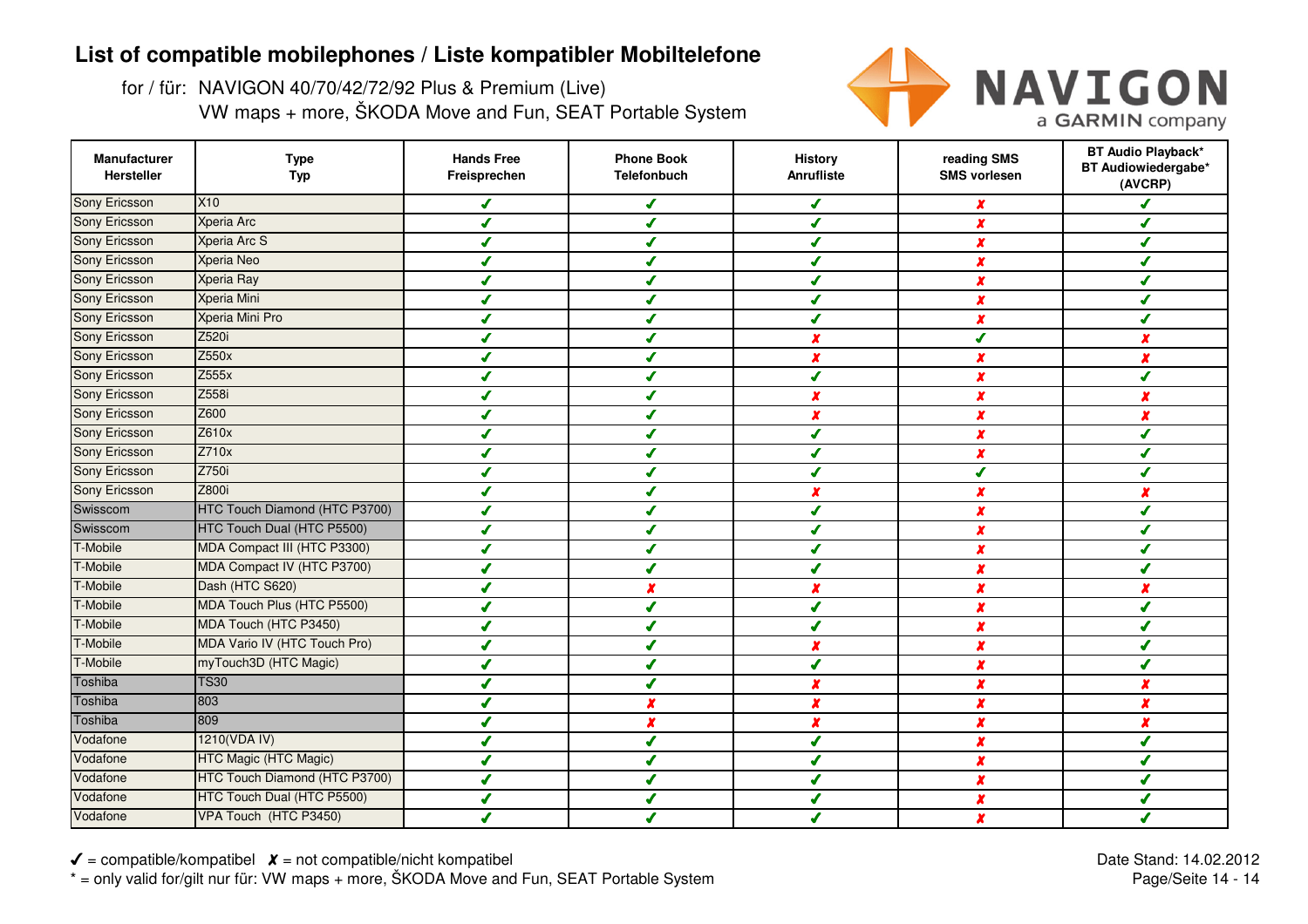# List of compatible mobilephones / Liste kompatibler Mobiltelefone

for / für: NAVIGON 40/70/42/72/92 Plus & Premium (Live)
VW maps + more, ŠKODA Move and Fun, SEAT Portable System

| Manufacturer Hersteller | Type Typ | Hands Free Freisprechen | Phone Book Telefonbuch | History Anrufliste | reading SMS SMS vorlesen | BT Audio Playback* BT Audiowiedergabe* (AVCRP) |
|---|---|---|---|---|---|---|
| Sony Ericsson | X10 | ✔ | ✔ | ✔ | ✘ | ✔ |
| Sony Ericsson | Xperia Arc | ✔ | ✔ | ✔ | ✘ | ✔ |
| Sony Ericsson | Xperia Arc S | ✔ | ✔ | ✔ | ✘ | ✔ |
| Sony Ericsson | Xperia Neo | ✔ | ✔ | ✔ | ✘ | ✔ |
| Sony Ericsson | Xperia Ray | ✔ | ✔ | ✔ | ✘ | ✔ |
| Sony Ericsson | Xperia Mini | ✔ | ✔ | ✔ | ✘ | ✔ |
| Sony Ericsson | Xperia Mini Pro | ✔ | ✔ | ✔ | ✘ | ✔ |
| Sony Ericsson | Z520i | ✔ | ✔ | ✘ | ✔ | ✘ |
| Sony Ericsson | Z550x | ✔ | ✔ | ✘ | ✘ | ✘ |
| Sony Ericsson | Z555x | ✔ | ✔ | ✔ | ✘ | ✔ |
| Sony Ericsson | Z558i | ✔ | ✔ | ✘ | ✘ | ✘ |
| Sony Ericsson | Z600 | ✔ | ✔ | ✘ | ✘ | ✘ |
| Sony Ericsson | Z610x | ✔ | ✔ | ✔ | ✘ | ✔ |
| Sony Ericsson | Z710x | ✔ | ✔ | ✔ | ✘ | ✔ |
| Sony Ericsson | Z750i | ✔ | ✔ | ✔ | ✔ | ✔ |
| Sony Ericsson | Z800i | ✔ | ✔ | ✘ | ✘ | ✘ |
| Swisscom | HTC Touch Diamond (HTC P3700) | ✔ | ✔ | ✔ | ✘ | ✔ |
| Swisscom | HTC Touch Dual (HTC P5500) | ✔ | ✔ | ✔ | ✘ | ✔ |
| T-Mobile | MDA Compact III (HTC P3300) | ✔ | ✔ | ✔ | ✘ | ✔ |
| T-Mobile | MDA Compact IV (HTC P3700) | ✔ | ✔ | ✔ | ✘ | ✔ |
| T-Mobile | Dash (HTC S620) | ✔ | ✘ | ✘ | ✘ | ✘ |
| T-Mobile | MDA Touch Plus (HTC P5500) | ✔ | ✔ | ✔ | ✘ | ✔ |
| T-Mobile | MDA Touch (HTC P3450) | ✔ | ✔ | ✔ | ✘ | ✔ |
| T-Mobile | MDA Vario IV (HTC Touch Pro) | ✔ | ✔ | ✘ | ✘ | ✔ |
| T-Mobile | myTouch3D (HTC Magic) | ✔ | ✔ | ✔ | ✘ | ✔ |
| Toshiba | TS30 | ✔ | ✔ | ✘ | ✘ | ✘ |
| Toshiba | 803 | ✔ | ✘ | ✘ | ✘ | ✘ |
| Toshiba | 809 | ✔ | ✘ | ✘ | ✘ | ✘ |
| Vodafone | 1210(VDA IV) | ✔ | ✔ | ✔ | ✘ | ✔ |
| Vodafone | HTC Magic (HTC Magic) | ✔ | ✔ | ✔ | ✘ | ✔ |
| Vodafone | HTC Touch Diamond (HTC P3700) | ✔ | ✔ | ✔ | ✘ | ✔ |
| Vodafone | HTC Touch Dual (HTC P5500) | ✔ | ✔ | ✔ | ✘ | ✔ |
| Vodafone | VPA Touch (HTC P3450) | ✔ | ✔ | ✔ | ✘ | ✔ |

✔ = compatible/kompatibel ✘ = not compatible/nicht kompatibel

* = only valid for/gilt nur für: VW maps + more, ŠKODA Move and Fun, SEAT Portable System

Date Stand: 14.02.2012